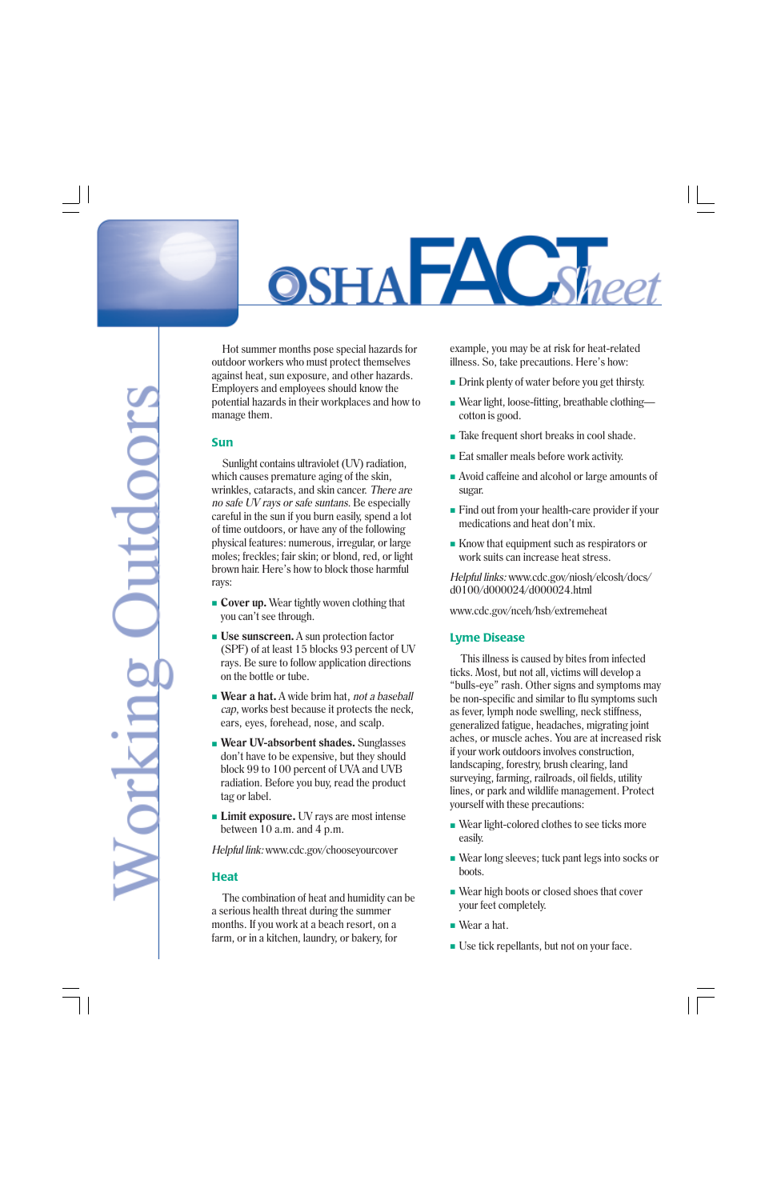# OSHA FACT Sheet

## Working Outdoors

Hot summer months pose special hazards for outdoor workers who must protect themselves against heat, sun exposure, and other hazards. Employers and employees should know the potential hazards in their workplaces and how to manage them.

### Sun

Sunlight contains ultraviolet (UV) radiation, which causes premature aging of the skin, wrinkles, cataracts, and skin cancer. *There are no safe UV rays or safe suntans.* Be especially careful in the sun if you burn easily, spend a lot of time outdoors, or have any of the following physical features: numerous, irregular, or large moles; freckles; fair skin; or blond, red, or light brown hair. Here's how to block those harmful rays:

- **Cover up.** Wear tightly woven clothing that you can't see through.
- **Use sunscreen.** A sun protection factor (SPF) of at least 15 blocks 93 percent of UV rays. Be sure to follow application directions on the bottle or tube.
- **Wear a hat.** A wide brim hat, *not a baseball cap*, works best because it protects the neck, ears, eyes, forehead, nose, and scalp.
- **Wear UV-absorbent shades.** Sunglasses don't have to be expensive, but they should block 99 to 100 percent of UVA and UVB radiation. Before you buy, read the product tag or label.
- **Limit exposure.** UV rays are most intense between 10 a.m. and 4 p.m.

*Helpful link:* www.cdc.gov/chooseyourcover

### Heat

The combination of heat and humidity can be a serious health threat during the summer months. If you work at a beach resort, on a farm, or in a kitchen, laundry, or bakery, for example, you may be at risk for heat-related illness. So, take precautions. Here's how:

- Drink plenty of water before you get thirsty.
- Wear light, loose-fitting, breathable clothing—cotton is good.
- Take frequent short breaks in cool shade.
- Eat smaller meals before work activity.
- Avoid caffeine and alcohol or large amounts of sugar.
- Find out from your health-care provider if your medications and heat don't mix.
- Know that equipment such as respirators or work suits can increase heat stress.

*Helpful links:* www.cdc.gov/niosh/elcosh/docs/d0100/d000024/d000024.html

www.cdc.gov/nceh/hsb/extremeheat

### Lyme Disease

This illness is caused by bites from infected ticks. Most, but not all, victims will develop a "bulls-eye" rash. Other signs and symptoms may be non-specific and similar to flu symptoms such as fever, lymph node swelling, neck stiffness, generalized fatigue, headaches, migrating joint aches, or muscle aches. You are at increased risk if your work outdoors involves construction, landscaping, forestry, brush clearing, land surveying, farming, railroads, oil fields, utility lines, or park and wildlife management. Protect yourself with these precautions:

- Wear light-colored clothes to see ticks more easily.
- Wear long sleeves; tuck pant legs into socks or boots.
- Wear high boots or closed shoes that cover your feet completely.
- Wear a hat.
- Use tick repellants, but not on your face.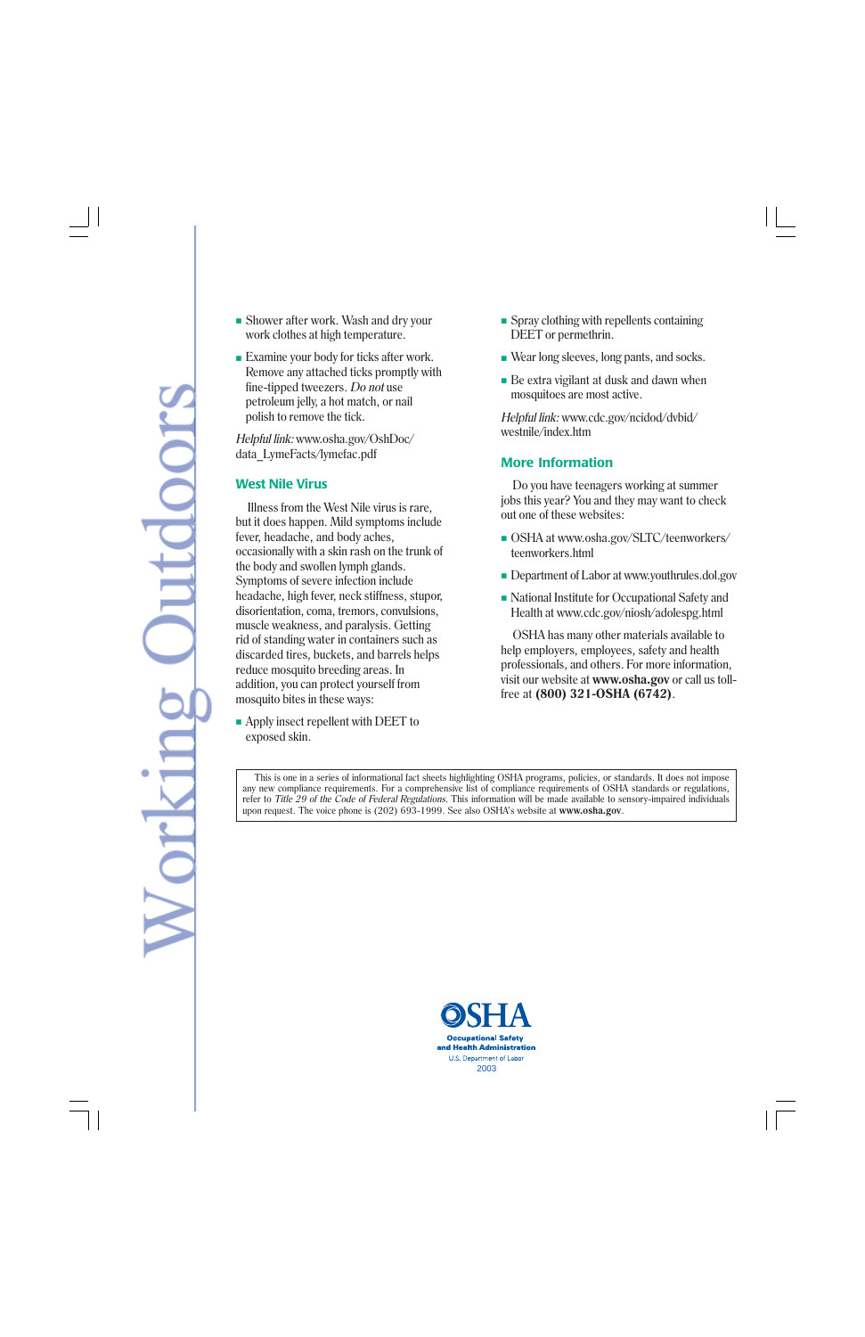- Shower after work. Wash and dry your work clothes at high temperature.
- Examine your body for ticks after work. Remove any attached ticks promptly with fine-tipped tweezers. *Do not* use petroleum jelly, a hot match, or nail polish to remove the tick.

*Helpful link:* www.osha.gov/OshDoc/data_LymeFacts/lymefac.pdf

## West Nile Virus

Illness from the West Nile virus is rare, but it does happen. Mild symptoms include fever, headache, and body aches, occasionally with a skin rash on the trunk of the body and swollen lymph glands. Symptoms of severe infection include headache, high fever, neck stiffness, stupor, disorientation, coma, tremors, convulsions, muscle weakness, and paralysis. Getting rid of standing water in containers such as discarded tires, buckets, and barrels helps reduce mosquito breeding areas. In addition, you can protect yourself from mosquito bites in these ways:

- Apply insect repellent with DEET to exposed skin.
- Spray clothing with repellents containing DEET or permethrin.
- Wear long sleeves, long pants, and socks.
- Be extra vigilant at dusk and dawn when mosquitoes are most active.

*Helpful link:* www.cdc.gov/ncidod/dvbid/westnile/index.htm

## More Information

Do you have teenagers working at summer jobs this year? You and they may want to check out one of these websites:

- OSHA at www.osha.gov/SLTC/teenworkers/teenworkers.html
- Department of Labor at www.youthrules.dol.gov
- National Institute for Occupational Safety and Health at www.cdc.gov/niosh/adolespg.html

OSHA has many other materials available to help employers, employees, safety and health professionals, and others. For more information, visit our website at **www.osha.gov** or call us toll-free at **(800) 321-OSHA (6742)**.

This is one in a series of informational fact sheets highlighting OSHA programs, policies, or standards. It does not impose any new compliance requirements. For a comprehensive list of compliance requirements of OSHA standards or regulations, refer to *Title 29 of the Code of Federal Regulations*. This information will be made available to sensory-impaired individuals upon request. The voice phone is (202) 693-1999. See also OSHA's website at **www.osha.gov**.

OSHA
Occupational Safety and Health Administration
U.S. Department of Labor
2003